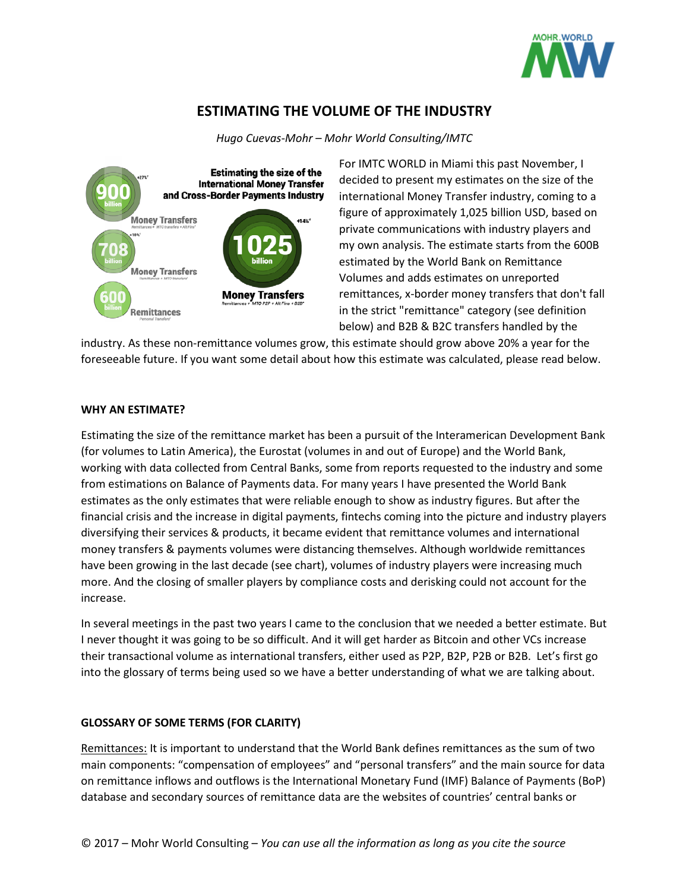# ESTIMATING THE VOLUME OF THE INDUSTRY

*Hugo Cuevas-Mohr – Mohr World Consulting/IMTC*

**Estimating the size of the International Money Transfer and Cross-Border Payments Industry**

+27%* **900** billion — Money Transfers (Remittances + MTO transfers + Alt Fins*)

+18%* **708** billion — Money Transfers (Remittances + MTO transfers)

**600** billion — Remittances (Personal Transfers)

+14%* **1025** billion — **Money Transfers** (Remittances + MTO P2P + Alt Fins + B2B*)

For IMTC WORLD in Miami this past November, I decided to present my estimates on the size of the international Money Transfer industry, coming to a figure of approximately 1,025 billion USD, based on private communications with industry players and my own analysis. The estimate starts from the 600B estimated by the World Bank on Remittance Volumes and adds estimates on unreported remittances, x-border money transfers that don't fall in the strict "remittance" category (see definition below) and B2B & B2C transfers handled by the industry. As these non-remittance volumes grow, this estimate should grow above 20% a year for the foreseeable future. If you want some detail about how this estimate was calculated, please read below.

## WHY AN ESTIMATE?

Estimating the size of the remittance market has been a pursuit of the Interamerican Development Bank (for volumes to Latin America), the Eurostat (volumes in and out of Europe) and the World Bank, working with data collected from Central Banks, some from reports requested to the industry and some from estimations on Balance of Payments data. For many years I have presented the World Bank estimates as the only estimates that were reliable enough to show as industry figures. But after the financial crisis and the increase in digital payments, fintechs coming into the picture and industry players diversifying their services & products, it became evident that remittance volumes and international money transfers & payments volumes were distancing themselves. Although worldwide remittances have been growing in the last decade (see chart), volumes of industry players were increasing much more. And the closing of smaller players by compliance costs and derisking could not account for the increase.

In several meetings in the past two years I came to the conclusion that we needed a better estimate. But I never thought it was going to be so difficult. And it will get harder as Bitcoin and other VCs increase their transactional volume as international transfers, either used as P2P, B2P, P2B or B2B. Let's first go into the glossary of terms being used so we have a better understanding of what we are talking about.

## GLOSSARY OF SOME TERMS (FOR CLARITY)

Remittances: It is important to understand that the World Bank defines remittances as the sum of two main components: "compensation of employees" and "personal transfers" and the main source for data on remittance inflows and outflows is the International Monetary Fund (IMF) Balance of Payments (BoP) database and secondary sources of remittance data are the websites of countries' central banks or

© 2017 – Mohr World Consulting – *You can use all the information as long as you cite the source*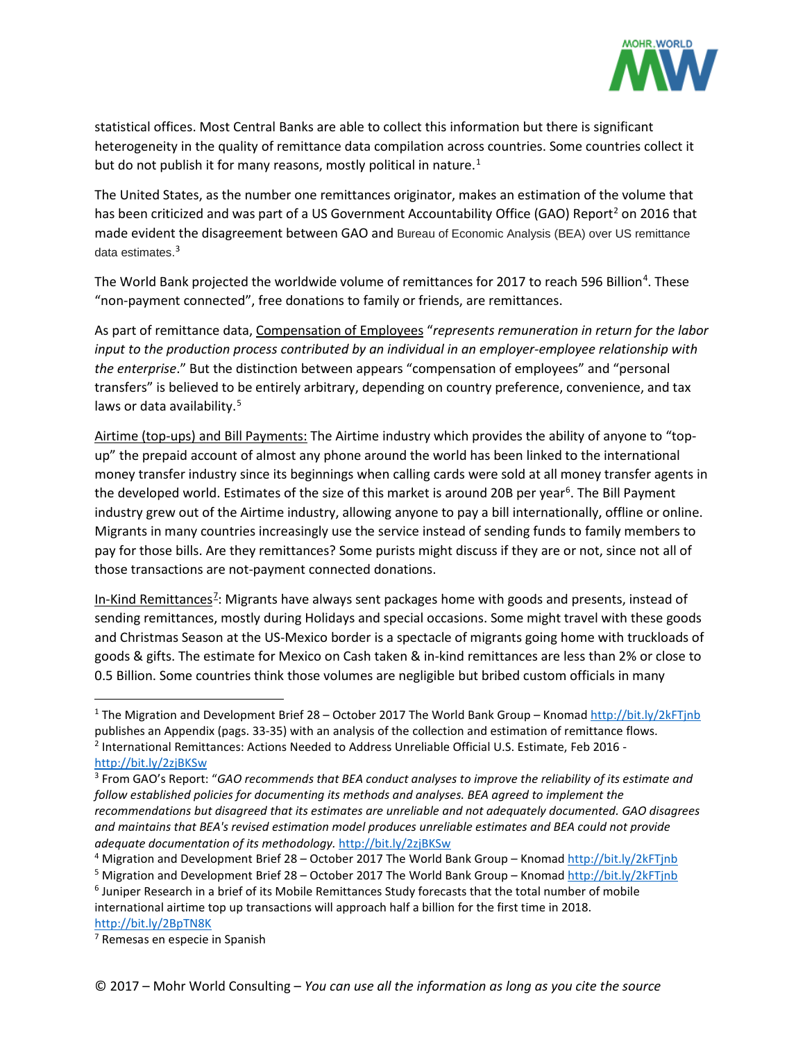statistical offices. Most Central Banks are able to collect this information but there is significant heterogeneity in the quality of remittance data compilation across countries. Some countries collect it but do not publish it for many reasons, mostly political in nature.[1]

The United States, as the number one remittances originator, makes an estimation of the volume that has been criticized and was part of a US Government Accountability Office (GAO) Report[2] on 2016 that made evident the disagreement between GAO and Bureau of Economic Analysis (BEA) over US remittance data estimates.[3]

The World Bank projected the worldwide volume of remittances for 2017 to reach 596 Billion[4]. These "non-payment connected", free donations to family or friends, are remittances.

As part of remittance data, <u>Compensation of Employees</u> "*represents remuneration in return for the labor input to the production process contributed by an individual in an employer-employee relationship with the enterprise*." But the distinction between appears "compensation of employees" and "personal transfers" is believed to be entirely arbitrary, depending on country preference, convenience, and tax laws or data availability.[5]

<u>Airtime (top-ups) and Bill Payments:</u> The Airtime industry which provides the ability of anyone to "top-up" the prepaid account of almost any phone around the world has been linked to the international money transfer industry since its beginnings when calling cards were sold at all money transfer agents in the developed world. Estimates of the size of this market is around 20B per year[6]. The Bill Payment industry grew out of the Airtime industry, allowing anyone to pay a bill internationally, offline or online. Migrants in many countries increasingly use the service instead of sending funds to family members to pay for those bills. Are they remittances? Some purists might discuss if they are or not, since not all of those transactions are not-payment connected donations.

<u>In-Kind Remittances</u>[7]: Migrants have always sent packages home with goods and presents, instead of sending remittances, mostly during Holidays and special occasions. Some might travel with these goods and Christmas Season at the US-Mexico border is a spectacle of migrants going home with truckloads of goods & gifts. The estimate for Mexico on Cash taken & in-kind remittances are less than 2% or close to 0.5 Billion. Some countries think those volumes are negligible but bribed custom officials in many

---

[1] The Migration and Development Brief 28 – October 2017 The World Bank Group – Knomad http://bit.ly/2kFTjnb publishes an Appendix (pags. 33-35) with an analysis of the collection and estimation of remittance flows.

[2] International Remittances: Actions Needed to Address Unreliable Official U.S. Estimate, Feb 2016 - http://bit.ly/2zjBKSw

[3] From GAO's Report: "*GAO recommends that BEA conduct analyses to improve the reliability of its estimate and follow established policies for documenting its methods and analyses. BEA agreed to implement the recommendations but disagreed that its estimates are unreliable and not adequately documented. GAO disagrees and maintains that BEA's revised estimation model produces unreliable estimates and BEA could not provide adequate documentation of its methodology.* http://bit.ly/2zjBKSw

[4] Migration and Development Brief 28 – October 2017 The World Bank Group – Knomad http://bit.ly/2kFTjnb

[5] Migration and Development Brief 28 – October 2017 The World Bank Group – Knomad http://bit.ly/2kFTjnb

[6] Juniper Research in a brief of its Mobile Remittances Study forecasts that the total number of mobile international airtime top up transactions will approach half a billion for the first time in 2018. http://bit.ly/2BpTN8K

[7] Remesas en especie in Spanish

© 2017 – Mohr World Consulting – *You can use all the information as long as you cite the source*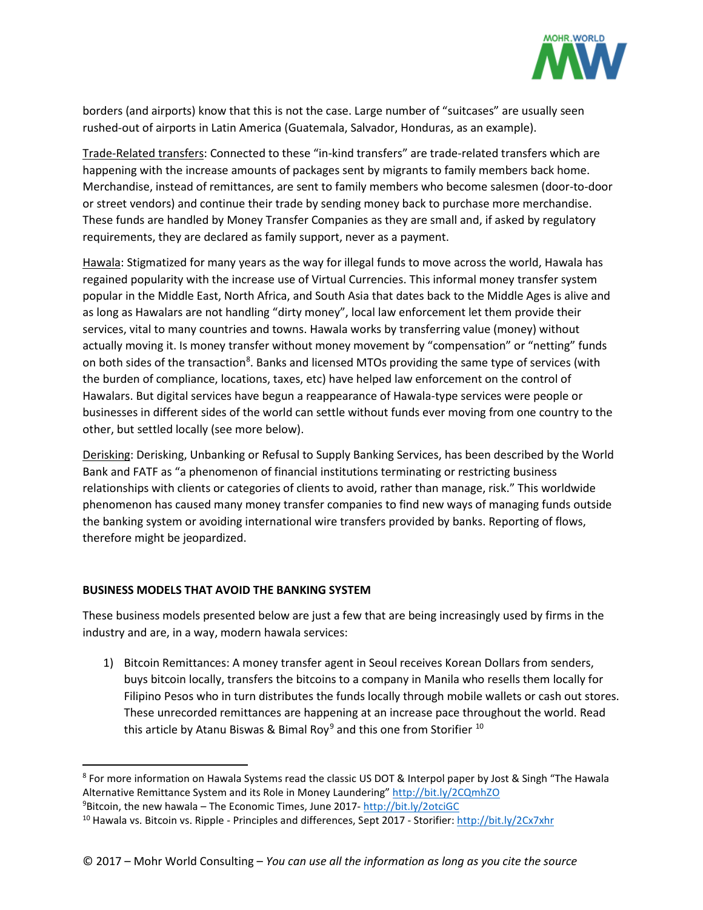borders (and airports) know that this is not the case. Large number of "suitcases" are usually seen rushed-out of airports in Latin America (Guatemala, Salvador, Honduras, as an example).

Trade-Related transfers: Connected to these "in-kind transfers" are trade-related transfers which are happening with the increase amounts of packages sent by migrants to family members back home. Merchandise, instead of remittances, are sent to family members who become salesmen (door-to-door or street vendors) and continue their trade by sending money back to purchase more merchandise. These funds are handled by Money Transfer Companies as they are small and, if asked by regulatory requirements, they are declared as family support, never as a payment.

Hawala: Stigmatized for many years as the way for illegal funds to move across the world, Hawala has regained popularity with the increase use of Virtual Currencies. This informal money transfer system popular in the Middle East, North Africa, and South Asia that dates back to the Middle Ages is alive and as long as Hawalars are not handling "dirty money", local law enforcement let them provide their services, vital to many countries and towns. Hawala works by transferring value (money) without actually moving it. Is money transfer without money movement by "compensation" or "netting" funds on both sides of the transaction[8]. Banks and licensed MTOs providing the same type of services (with the burden of compliance, locations, taxes, etc) have helped law enforcement on the control of Hawalars. But digital services have begun a reappearance of Hawala-type services were people or businesses in different sides of the world can settle without funds ever moving from one country to the other, but settled locally (see more below).

Derisking: Derisking, Unbanking or Refusal to Supply Banking Services, has been described by the World Bank and FATF as "a phenomenon of financial institutions terminating or restricting business relationships with clients or categories of clients to avoid, rather than manage, risk." This worldwide phenomenon has caused many money transfer companies to find new ways of managing funds outside the banking system or avoiding international wire transfers provided by banks. Reporting of flows, therefore might be jeopardized.

**BUSINESS MODELS THAT AVOID THE BANKING SYSTEM**

These business models presented below are just a few that are being increasingly used by firms in the industry and are, in a way, modern hawala services:

1) Bitcoin Remittances: A money transfer agent in Seoul receives Korean Dollars from senders, buys bitcoin locally, transfers the bitcoins to a company in Manila who resells them locally for Filipino Pesos who in turn distributes the funds locally through mobile wallets or cash out stores. These unrecorded remittances are happening at an increase pace throughout the world. Read this article by Atanu Biswas & Bimal Roy[9] and this one from Storifier [10]

---

[8] For more information on Hawala Systems read the classic US DOT & Interpol paper by Jost & Singh "The Hawala Alternative Remittance System and its Role in Money Laundering" http://bit.ly/2CQmhZO

[9] Bitcoin, the new hawala – The Economic Times, June 2017- http://bit.ly/2otciGC

[10] Hawala vs. Bitcoin vs. Ripple - Principles and differences, Sept 2017 - Storifier: http://bit.ly/2Cx7xhr

© 2017 – Mohr World Consulting – *You can use all the information as long as you cite the source*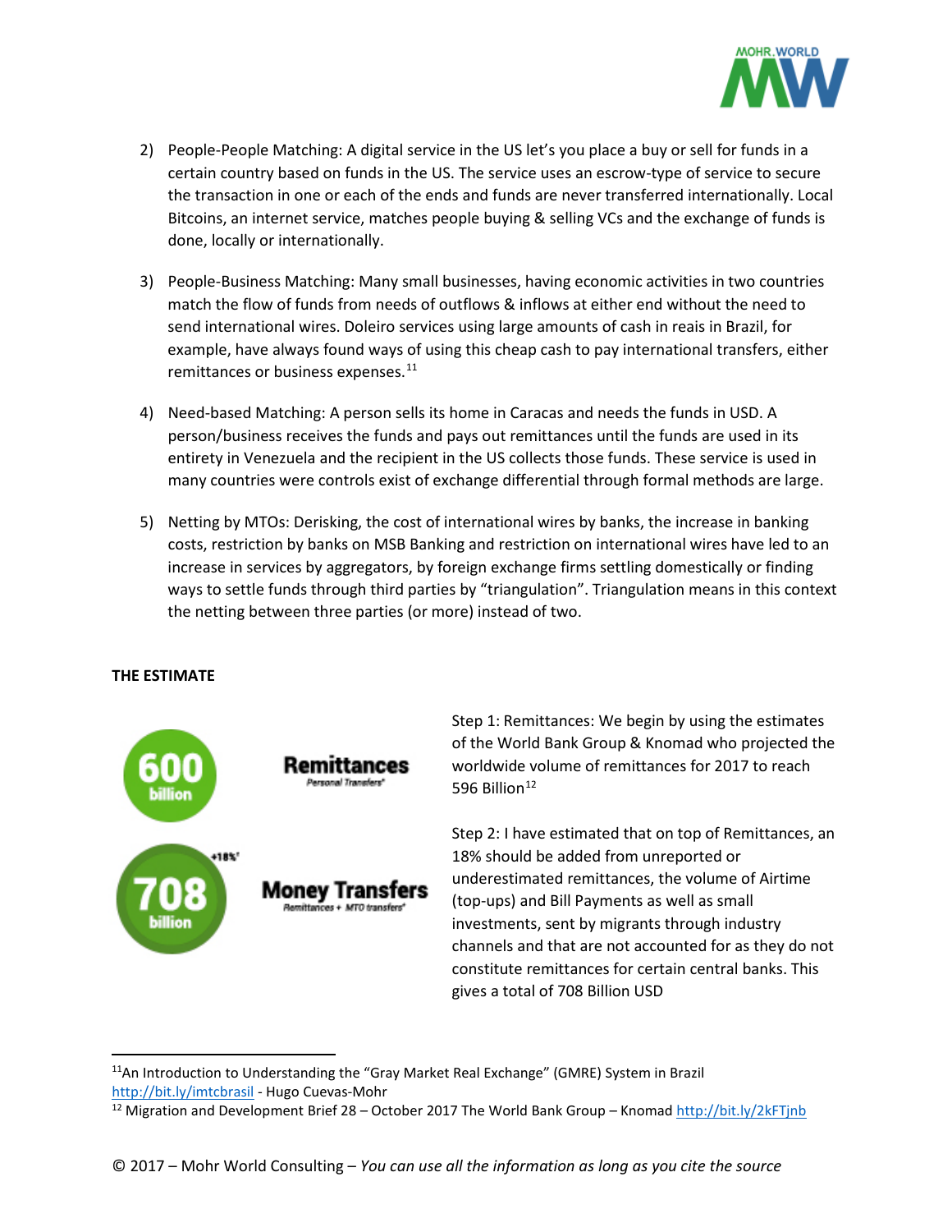2) People-People Matching: A digital service in the US let's you place a buy or sell for funds in a certain country based on funds in the US. The service uses an escrow-type of service to secure the transaction in one or each of the ends and funds are never transferred internationally. Local Bitcoins, an internet service, matches people buying & selling VCs and the exchange of funds is done, locally or internationally.

3) People-Business Matching: Many small businesses, having economic activities in two countries match the flow of funds from needs of outflows & inflows at either end without the need to send international wires. Doleiro services using large amounts of cash in reais in Brazil, for example, have always found ways of using this cheap cash to pay international transfers, either remittances or business expenses.[11]

4) Need-based Matching: A person sells its home in Caracas and needs the funds in USD. A person/business receives the funds and pays out remittances until the funds are used in its entirety in Venezuela and the recipient in the US collects those funds. These service is used in many countries were controls exist of exchange differential through formal methods are large.

5) Netting by MTOs: Derisking, the cost of international wires by banks, the increase in banking costs, restriction by banks on MSB Banking and restriction on international wires have led to an increase in services by aggregators, by foreign exchange firms settling domestically or finding ways to settle funds through third parties by "triangulation". Triangulation means in this context the netting between three parties (or more) instead of two.

**THE ESTIMATE**

600 billion — **Remittances** (Personal Transfers*)

+18%* 708 billion — **Money Transfers** (Remittances + MTO transfers*)

Step 1: Remittances: We begin by using the estimates of the World Bank Group & Knomad who projected the worldwide volume of remittances for 2017 to reach 596 Billion[12]

Step 2: I have estimated that on top of Remittances, an 18% should be added from unreported or underestimated remittances, the volume of Airtime (top-ups) and Bill Payments as well as small investments, sent by migrants through industry channels and that are not accounted for as they do not constitute remittances for certain central banks. This gives a total of 708 Billion USD

---

[11] An Introduction to Understanding the "Gray Market Real Exchange" (GMRE) System in Brazil http://bit.ly/imtcbrasil - Hugo Cuevas-Mohr

[12] Migration and Development Brief 28 – October 2017 The World Bank Group – Knomad http://bit.ly/2kFTjnb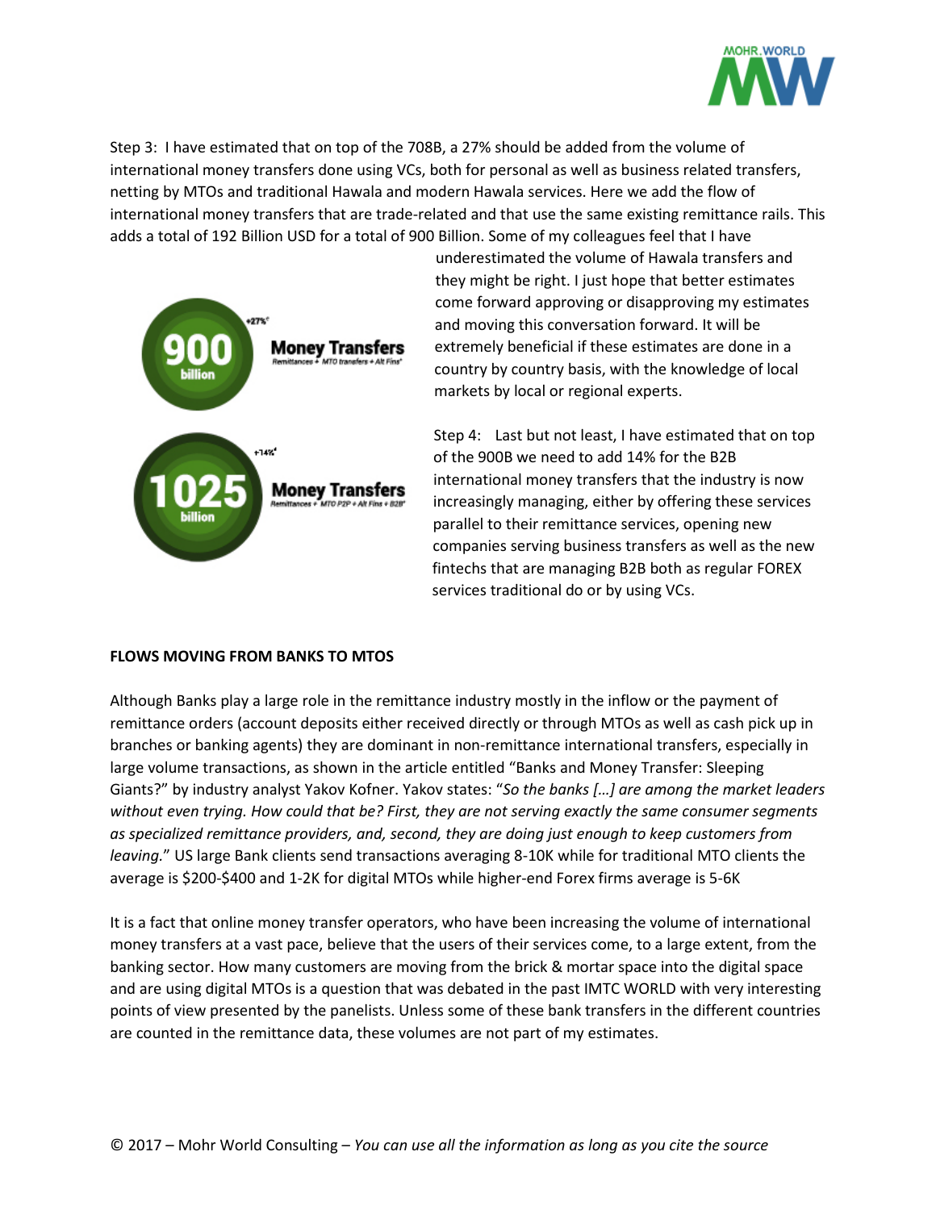Step 3: I have estimated that on top of the 708B, a 27% should be added from the volume of international money transfers done using VCs, both for personal as well as business related transfers, netting by MTOs and traditional Hawala and modern Hawala services. Here we add the flow of international money transfers that are trade-related and that use the same existing remittance rails. This adds a total of 192 Billion USD for a total of 900 Billion. Some of my colleagues feel that I have underestimated the volume of Hawala transfers and they might be right. I just hope that better estimates come forward approving or disapproving my estimates and moving this conversation forward. It will be extremely beneficial if these estimates are done in a country by country basis, with the knowledge of local markets by local or regional experts.

+27%[3] **900 billion** **Money Transfers** Remittances + MTO transfers + Alt Fins[3]

+14%[4] **1025 billion** **Money Transfers** Remittances + MTO P2P + Alt Fins + B2B[4]

Step 4: Last but not least, I have estimated that on top of the 900B we need to add 14% for the B2B international money transfers that the industry is now increasingly managing, either by offering these services parallel to their remittance services, opening new companies serving business transfers as well as the new fintechs that are managing B2B both as regular FOREX services traditional do or by using VCs.

**FLOWS MOVING FROM BANKS TO MTOS**

Although Banks play a large role in the remittance industry mostly in the inflow or the payment of remittance orders (account deposits either received directly or through MTOs as well as cash pick up in branches or banking agents) they are dominant in non-remittance international transfers, especially in large volume transactions, as shown in the article entitled "Banks and Money Transfer: Sleeping Giants?" by industry analyst Yakov Kofner. Yakov states: "*So the banks […] are among the market leaders without even trying. How could that be? First, they are not serving exactly the same consumer segments as specialized remittance providers, and, second, they are doing just enough to keep customers from leaving.*" US large Bank clients send transactions averaging 8-10K while for traditional MTO clients the average is $200-$400 and 1-2K for digital MTOs while higher-end Forex firms average is 5-6K

It is a fact that online money transfer operators, who have been increasing the volume of international money transfers at a vast pace, believe that the users of their services come, to a large extent, from the banking sector. How many customers are moving from the brick & mortar space into the digital space and are using digital MTOs is a question that was debated in the past IMTC WORLD with very interesting points of view presented by the panelists. Unless some of these bank transfers in the different countries are counted in the remittance data, these volumes are not part of my estimates.

© 2017 – Mohr World Consulting – *You can use all the information as long as you cite the source*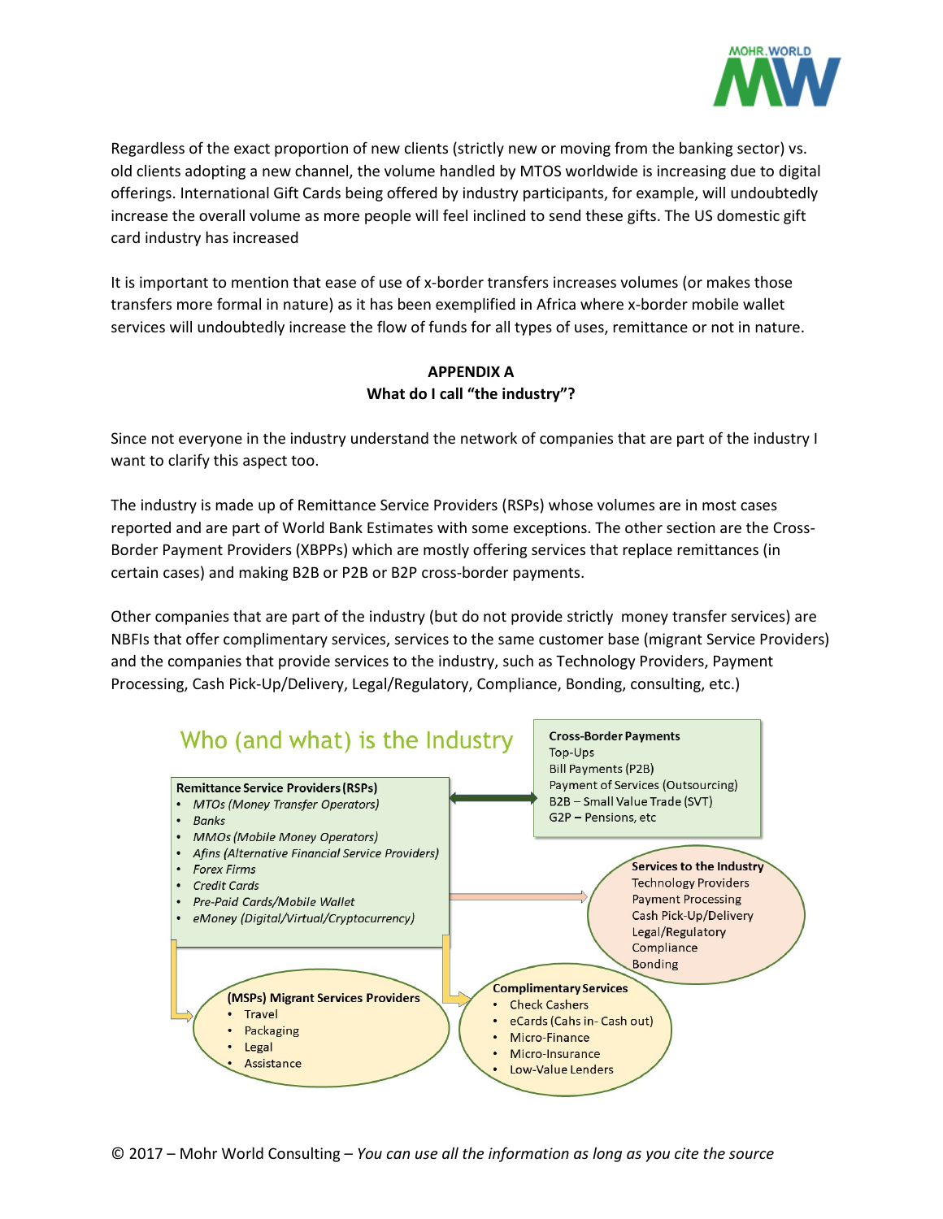Regardless of the exact proportion of new clients (strictly new or moving from the banking sector) vs. old clients adopting a new channel, the volume handled by MTOS worldwide is increasing due to digital offerings. International Gift Cards being offered by industry participants, for example, will undoubtedly increase the overall volume as more people will feel inclined to send these gifts. The US domestic gift card industry has increased

It is important to mention that ease of use of x-border transfers increases volumes (or makes those transfers more formal in nature) as it has been exemplified in Africa where x-border mobile wallet services will undoubtedly increase the flow of funds for all types of uses, remittance or not in nature.

## APPENDIX A
## What do I call "the industry"?

Since not everyone in the industry understand the network of companies that are part of the industry I want to clarify this aspect too.

The industry is made up of Remittance Service Providers (RSPs) whose volumes are in most cases reported and are part of World Bank Estimates with some exceptions. The other section are the Cross-Border Payment Providers (XBPPs) which are mostly offering services that replace remittances (in certain cases) and making B2B or P2B or B2P cross-border payments.

Other companies that are part of the industry (but do not provide strictly money transfer services) are NBFIs that offer complimentary services, services to the same customer base (migrant Service Providers) and the companies that provide services to the industry, such as Technology Providers, Payment Processing, Cash Pick-Up/Delivery, Legal/Regulatory, Compliance, Bonding, consulting, etc.)

Who (and what) is the Industry

**Remittance Service Providers (RSPs)**
- *MTOs (Money Transfer Operators)*
- *Banks*
- *MMOs (Mobile Money Operators)*
- *Afins (Alternative Financial Service Providers)*
- *Forex Firms*
- *Credit Cards*
- *Pre-Paid Cards/Mobile Wallet*
- *eMoney (Digital/Virtual/Cryptocurrency)*

**Cross-Border Payments**
Top-Ups
Bill Payments (P2B)
Payment of Services (Outsourcing)
B2B – Small Value Trade (SVT)
G2P – Pensions, etc

**Services to the Industry**
Technology Providers
Payment Processing
Cash Pick-Up/Delivery
Legal/Regulatory
Compliance
Bonding

**(MSPs) Migrant Services Providers**
- Travel
- Packaging
- Legal
- Assistance

**Complimentary Services**
- Check Cashers
- eCards (Cahs in- Cash out)
- Micro-Finance
- Micro-Insurance
- Low-Value Lenders

© 2017 – Mohr World Consulting – *You can use all the information as long as you cite the source*